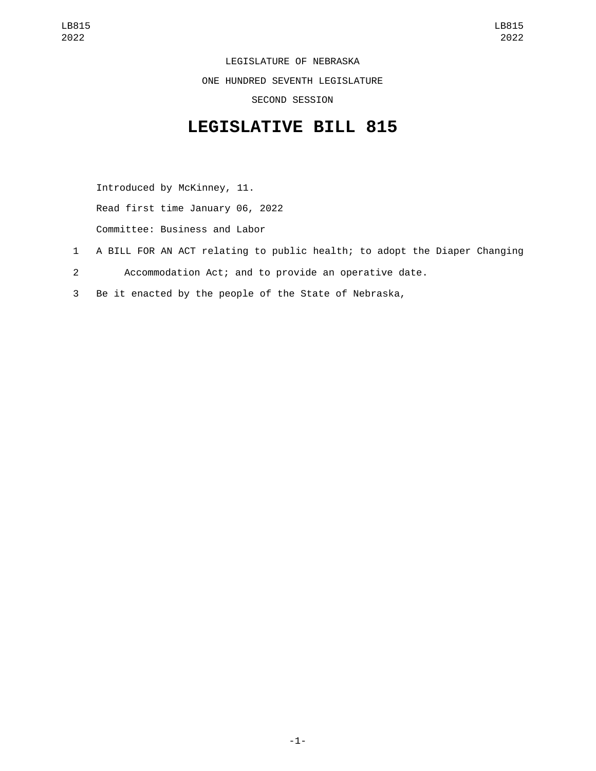LEGISLATURE OF NEBRASKA

ONE HUNDRED SEVENTH LEGISLATURE

SECOND SESSION

# LEGISLATIVE BILL 815

Introduced by McKinney, 11.

Read first time January 06, 2022

Committee: Business and Labor

1 A BILL FOR AN ACT relating to public health; to adopt the Diaper Changing
2 Accommodation Act; and to provide an operative date.
3 Be it enacted by the people of the State of Nebraska,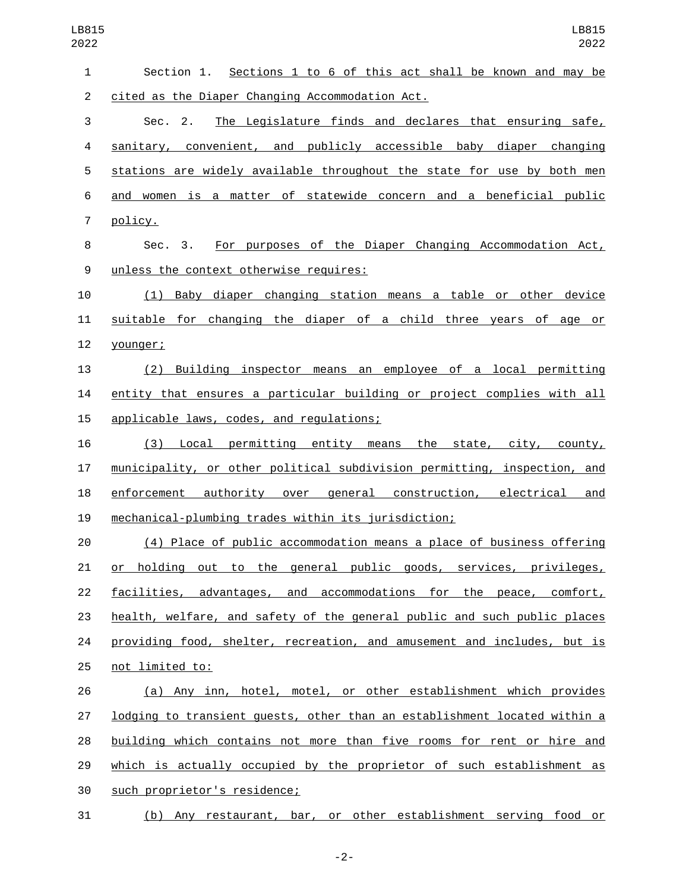Section 1. Sections 1 to 6 of this act shall be known and may be cited as the Diaper Changing Accommodation Act.

Sec. 2. The Legislature finds and declares that ensuring safe, sanitary, convenient, and publicly accessible baby diaper changing stations are widely available throughout the state for use by both men and women is a matter of statewide concern and a beneficial public policy.

Sec. 3. For purposes of the Diaper Changing Accommodation Act, unless the context otherwise requires:

(1) Baby diaper changing station means a table or other device suitable for changing the diaper of a child three years of age or younger;

(2) Building inspector means an employee of a local permitting entity that ensures a particular building or project complies with all applicable laws, codes, and regulations;

(3) Local permitting entity means the state, city, county, municipality, or other political subdivision permitting, inspection, and enforcement authority over general construction, electrical and mechanical-plumbing trades within its jurisdiction;

(4) Place of public accommodation means a place of business offering or holding out to the general public goods, services, privileges, facilities, advantages, and accommodations for the peace, comfort, health, welfare, and safety of the general public and such public places providing food, shelter, recreation, and amusement and includes, but is not limited to:

(a) Any inn, hotel, motel, or other establishment which provides lodging to transient guests, other than an establishment located within a building which contains not more than five rooms for rent or hire and which is actually occupied by the proprietor of such establishment as such proprietor's residence;

(b) Any restaurant, bar, or other establishment serving food or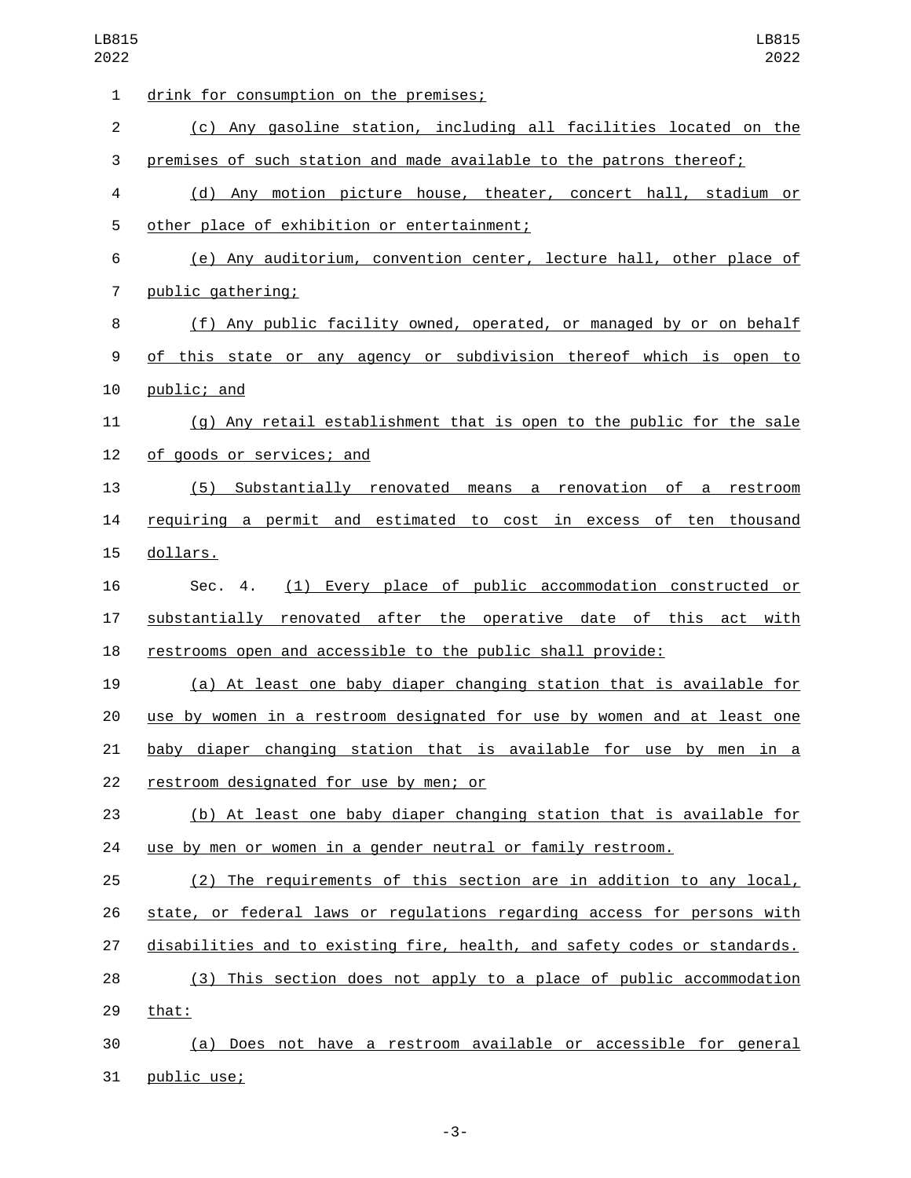drink for consumption on the premises;

(c) Any gasoline station, including all facilities located on the premises of such station and made available to the patrons thereof;

(d) Any motion picture house, theater, concert hall, stadium or other place of exhibition or entertainment;

(e) Any auditorium, convention center, lecture hall, other place of public gathering;

(f) Any public facility owned, operated, or managed by or on behalf of this state or any agency or subdivision thereof which is open to public; and

(g) Any retail establishment that is open to the public for the sale of goods or services; and

(5) Substantially renovated means a renovation of a restroom requiring a permit and estimated to cost in excess of ten thousand dollars.

Sec. 4. (1) Every place of public accommodation constructed or substantially renovated after the operative date of this act with restrooms open and accessible to the public shall provide:

(a) At least one baby diaper changing station that is available for use by women in a restroom designated for use by women and at least one baby diaper changing station that is available for use by men in a restroom designated for use by men; or

(b) At least one baby diaper changing station that is available for use by men or women in a gender neutral or family restroom.

(2) The requirements of this section are in addition to any local, state, or federal laws or regulations regarding access for persons with disabilities and to existing fire, health, and safety codes or standards.

(3) This section does not apply to a place of public accommodation that:

(a) Does not have a restroom available or accessible for general public use;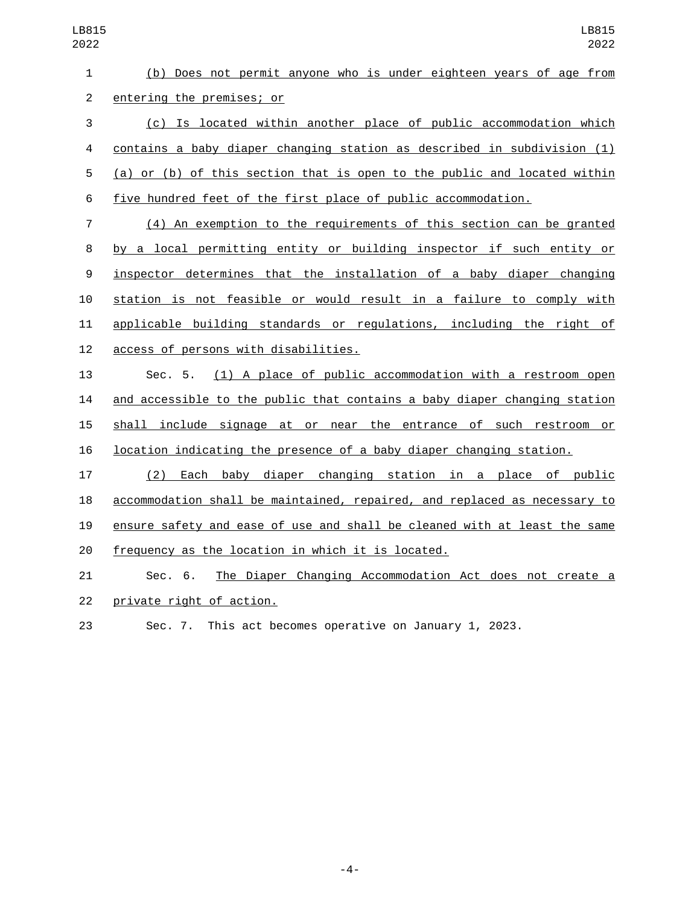(b) Does not permit anyone who is under eighteen years of age from entering the premises; or

(c) Is located within another place of public accommodation which contains a baby diaper changing station as described in subdivision (1)(a) or (b) of this section that is open to the public and located within five hundred feet of the first place of public accommodation.

(4) An exemption to the requirements of this section can be granted by a local permitting entity or building inspector if such entity or inspector determines that the installation of a baby diaper changing station is not feasible or would result in a failure to comply with applicable building standards or regulations, including the right of access of persons with disabilities.

Sec. 5. (1) A place of public accommodation with a restroom open and accessible to the public that contains a baby diaper changing station shall include signage at or near the entrance of such restroom or location indicating the presence of a baby diaper changing station.

(2) Each baby diaper changing station in a place of public accommodation shall be maintained, repaired, and replaced as necessary to ensure safety and ease of use and shall be cleaned with at least the same frequency as the location in which it is located.

Sec. 6. The Diaper Changing Accommodation Act does not create a private right of action.

Sec. 7. This act becomes operative on January 1, 2023.